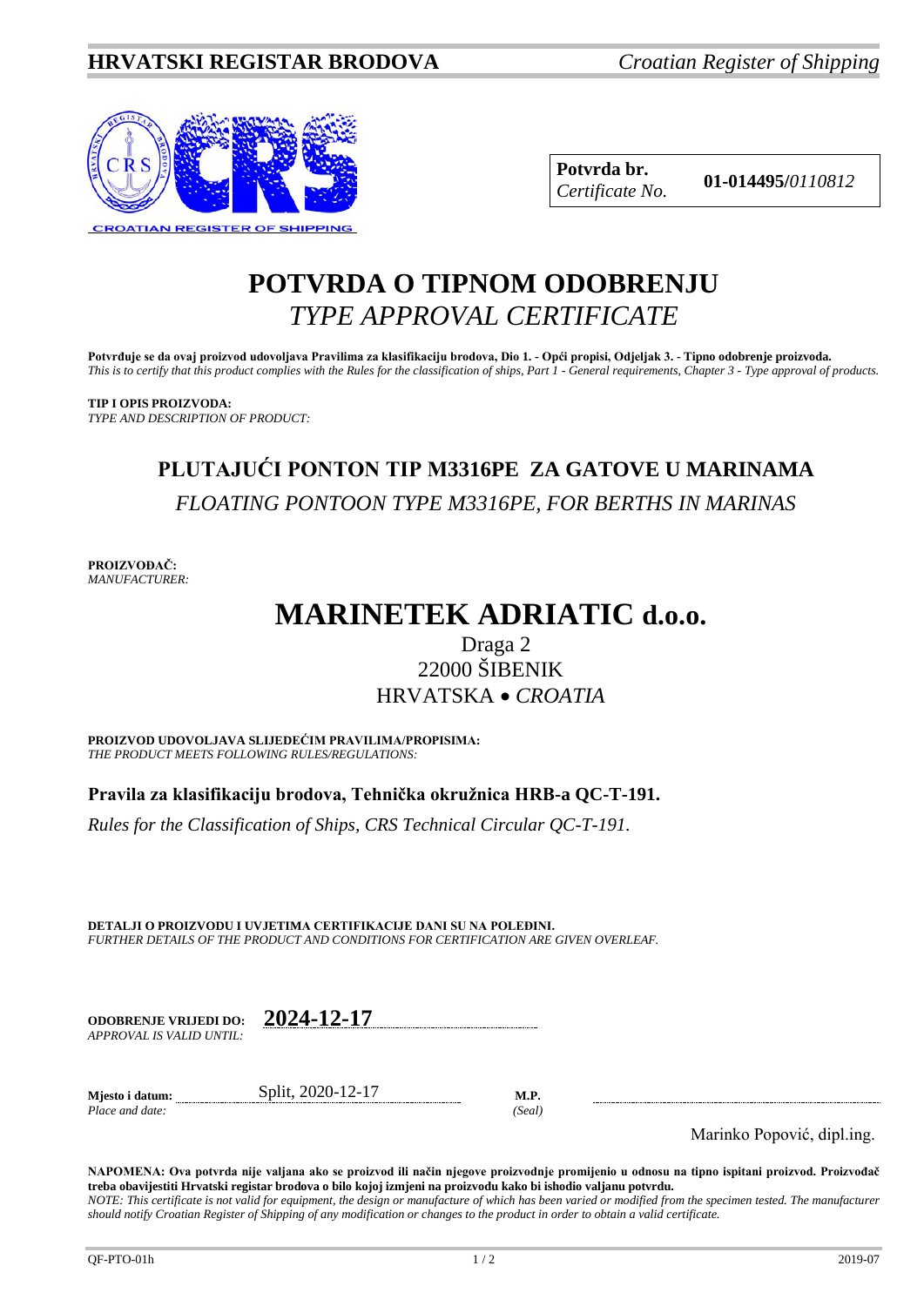**HRVATSKI REGISTAR BRODOVA** *Croatian Register of Shipping*

| **Potvrda br.** *Certificate No.* | **01-014495/***0110812* |
|---|---|

# POTVRDA O TIPNOM ODOBRENJU
## *TYPE APPROVAL CERTIFICATE*

**Potvrđuje se da ovaj proizvod udovoljava Pravilima za klasifikaciju brodova, Dio 1. - Opći propisi, Odjeljak 3. - Tipno odobrenje proizvoda.**
*This is to certify that this product complies with the Rules for the classification of ships, Part 1 - General requirements, Chapter 3 - Type approval of products.*

**TIP I OPIS PROIZVODA:**
*TYPE AND DESCRIPTION OF PRODUCT:*

## PLUTAJUĆI PONTON TIP M3316PE ZA GATOVE U MARINAMA
*FLOATING PONTOON TYPE M3316PE, FOR BERTHS IN MARINAS*

**PROIZVOĐAČ:**
*MANUFACTURER:*

# MARINETEK ADRIATIC d.o.o.

Draga 2
22000 ŠIBENIK
HRVATSKA • *CROATIA*

**PROIZVOD UDOVOLJAVA SLIJEDEĆIM PRAVILIMA/PROPISIMA:**
*THE PRODUCT MEETS FOLLOWING RULES/REGULATIONS:*

**Pravila za klasifikaciju brodova, Tehnička okružnica HRB-a QC-T-191.**

*Rules for the Classification of Ships, CRS Technical Circular QC-T-191.*

**DETALJI O PROIZVODU I UVJETIMA CERTIFIKACIJE DANI SU NA POLEĐINI.**
*FURTHER DETAILS OF THE PRODUCT AND CONDITIONS FOR CERTIFICATION ARE GIVEN OVERLEAF.*

**ODOBRENJE VRIJEDI DO:** *APPROVAL IS VALID UNTIL:* **2024-12-17**

**Mjesto i datum:** *Place and date:* Split, 2020-12-17

**M.P.** *(Seal)*

Marinko Popović, dipl.ing.

**NAPOMENA: Ova potvrda nije valjana ako se proizvod ili način njegove proizvodnje promijenio u odnosu na tipno ispitani proizvod. Proizvođač treba obavijestiti Hrvatski registar brodova o bilo kojoj izmjeni na proizvodu kako bi ishodio valjanu potvrdu.**
*NOTE: This certificate is not valid for equipment, the design or manufacture of which has been varied or modified from the specimen tested. The manufacturer should notify Croatian Register of Shipping of any modification or changes to the product in order to obtain a valid certificate.*

QF-PTO-01h 2019-07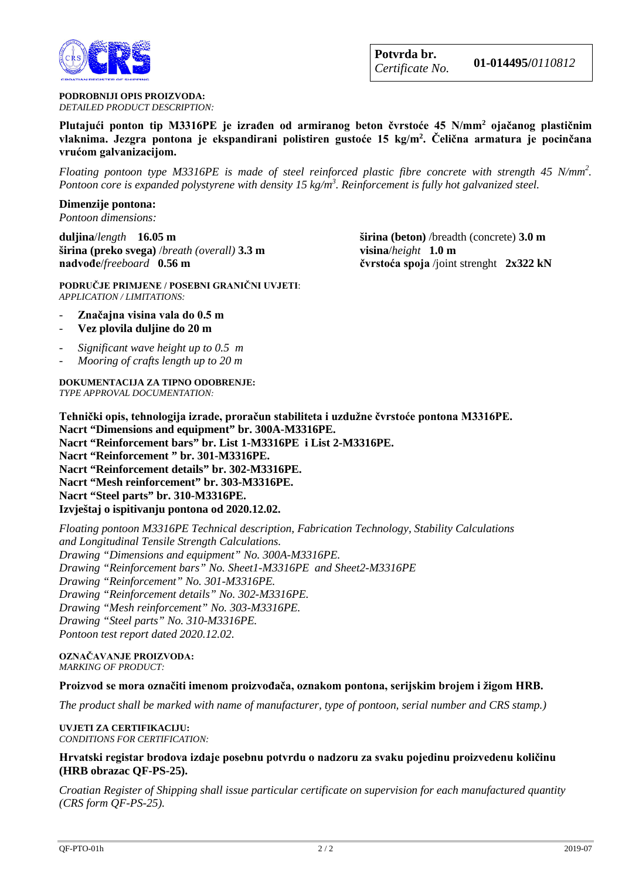**Potvrda br.**
*Certificate No.* **01-014495/***0110812*

**PODROBNIJI OPIS PROIZVODA:**
*DETAILED PRODUCT DESCRIPTION:*

**Plutajući ponton tip M3316PE je izrađen od armiranog beton čvrstoće 45 N/mm$^2$ ojačanog plastičnim vlaknima. Jezgra pontona je ekspandirani polistiren gustoće 15 kg/m$^2$. Čelična armatura je pocinčana vrućom galvanizacijom.**

*Floating pontoon type M3316PE is made of steel reinforced plastic fibre concrete with strength 45 N/mm$^2$. Pontoon core is expanded polystyrene with density 15 kg/m$^3$. Reinforcement is fully hot galvanized steel.*

**Dimenzije pontona:**
*Pontoon dimensions:*

**duljina**/*length* **16.05 m**
**širina (preko svega)** /*breath (overall)* **3.3 m**
**nadvođe**/*freeboard* **0.56 m**
**širina (beton)** /breadth (concrete) **3.0 m**
**visina**/*height* **1.0 m**
**čvrstoća spoja** /joint strenght **2x322 kN**

**PODRUČJE PRIMJENE / POSEBNI GRANIČNI UVJETI**:
*APPLICATION / LIMITATIONS:*

- **Značajna visina vala do 0.5 m**
- **Vez plovila duljine do 20 m**

- *Significant wave height up to 0.5 m*
- *Mooring of crafts length up to 20 m*

**DOKUMENTACIJA ZA TIPNO ODOBRENJE:**
*TYPE APPROVAL DOCUMENTATION:*

**Tehnički opis, tehnologija izrade, proračun stabiliteta i uzdužne čvrstoće pontona M3316PE.**
**Nacrt "Dimensions and equipment" br. 300A-M3316PE.**
**Nacrt "Reinforcement bars" br. List 1-M3316PE i List 2-M3316PE.**
**Nacrt "Reinforcement " br. 301-M3316PE.**
**Nacrt "Reinforcement details" br. 302-M3316PE.**
**Nacrt "Mesh reinforcement" br. 303-M3316PE.**
**Nacrt "Steel parts" br. 310-M3316PE.**
**Izvještaj o ispitivanju pontona od 2020.12.02.**

*Floating pontoon M3316PE Technical description, Fabrication Technology, Stability Calculations and Longitudinal Tensile Strength Calculations.*
*Drawing "Dimensions and equipment" No. 300A-M3316PE.*
*Drawing "Reinforcement bars" No. Sheet1-M3316PE and Sheet2-M3316PE*
*Drawing "Reinforcement" No. 301-M3316PE.*
*Drawing "Reinforcement details" No. 302-M3316PE.*
*Drawing "Mesh reinforcement" No. 303-M3316PE.*
*Drawing "Steel parts" No. 310-M3316PE.*
*Pontoon test report dated 2020.12.02.*

**OZNAČAVANJE PROIZVODA:**
*MARKING OF PRODUCT:*

**Proizvod se mora označiti imenom proizvođača, oznakom pontona, serijskim brojem i žigom HRB.**

*The product shall be marked with name of manufacturer, type of pontoon, serial number and CRS stamp.)*

**UVJETI ZA CERTIFIKACIJU:**
*CONDITIONS FOR CERTIFICATION:*

**Hrvatski registar brodova izdaje posebnu potvrdu o nadzoru za svaku pojedinu proizvedenu količinu (HRB obrazac QF-PS-25).**

*Croatian Register of Shipping shall issue particular certificate on supervision for each manufactured quantity (CRS form QF-PS-25).*